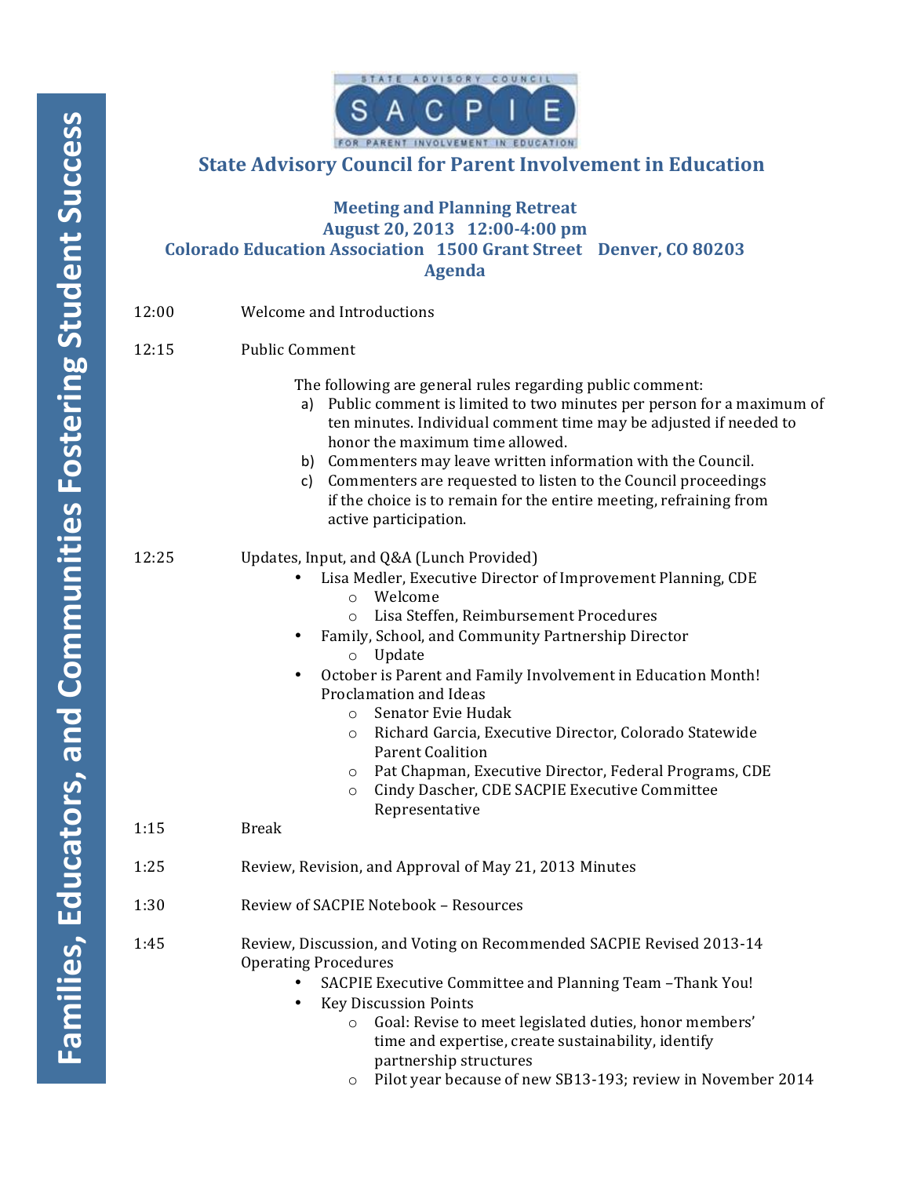Families, Educators, and Communities Fostering Student Success

# State Advisory Council for Parent Involvement in Education

## Meeting and Planning Retreat
## August 20, 2013 12:00-4:00 pm
## Colorado Education Association 1500 Grant Street Denver, CO 80203
## Agenda

| | |
|---|---|
| 12:00 | Welcome and Introductions |
| 12:15 | Public Comment |

The following are general rules regarding public comment:

a) Public comment is limited to two minutes per person for a maximum of ten minutes. Individual comment time may be adjusted if needed to honor the maximum time allowed.
b) Commenters may leave written information with the Council.
c) Commenters are requested to listen to the Council proceedings if the choice is to remain for the entire meeting, refraining from active participation.

12:25 Updates, Input, and Q&A (Lunch Provided)

- Lisa Medler, Executive Director of Improvement Planning, CDE
  - Welcome
  - Lisa Steffen, Reimbursement Procedures
- Family, School, and Community Partnership Director
  - Update
- October is Parent and Family Involvement in Education Month! Proclamation and Ideas
  - Senator Evie Hudak
  - Richard Garcia, Executive Director, Colorado Statewide Parent Coalition
  - Pat Chapman, Executive Director, Federal Programs, CDE
  - Cindy Dascher, CDE SACPIE Executive Committee Representative

1:15 Break

1:25 Review, Revision, and Approval of May 21, 2013 Minutes

1:30 Review of SACPIE Notebook – Resources

1:45 Review, Discussion, and Voting on Recommended SACPIE Revised 2013-14 Operating Procedures

- SACPIE Executive Committee and Planning Team –Thank You!
- Key Discussion Points
  - Goal: Revise to meet legislated duties, honor members' time and expertise, create sustainability, identify partnership structures
  - Pilot year because of new SB13-193; review in November 2014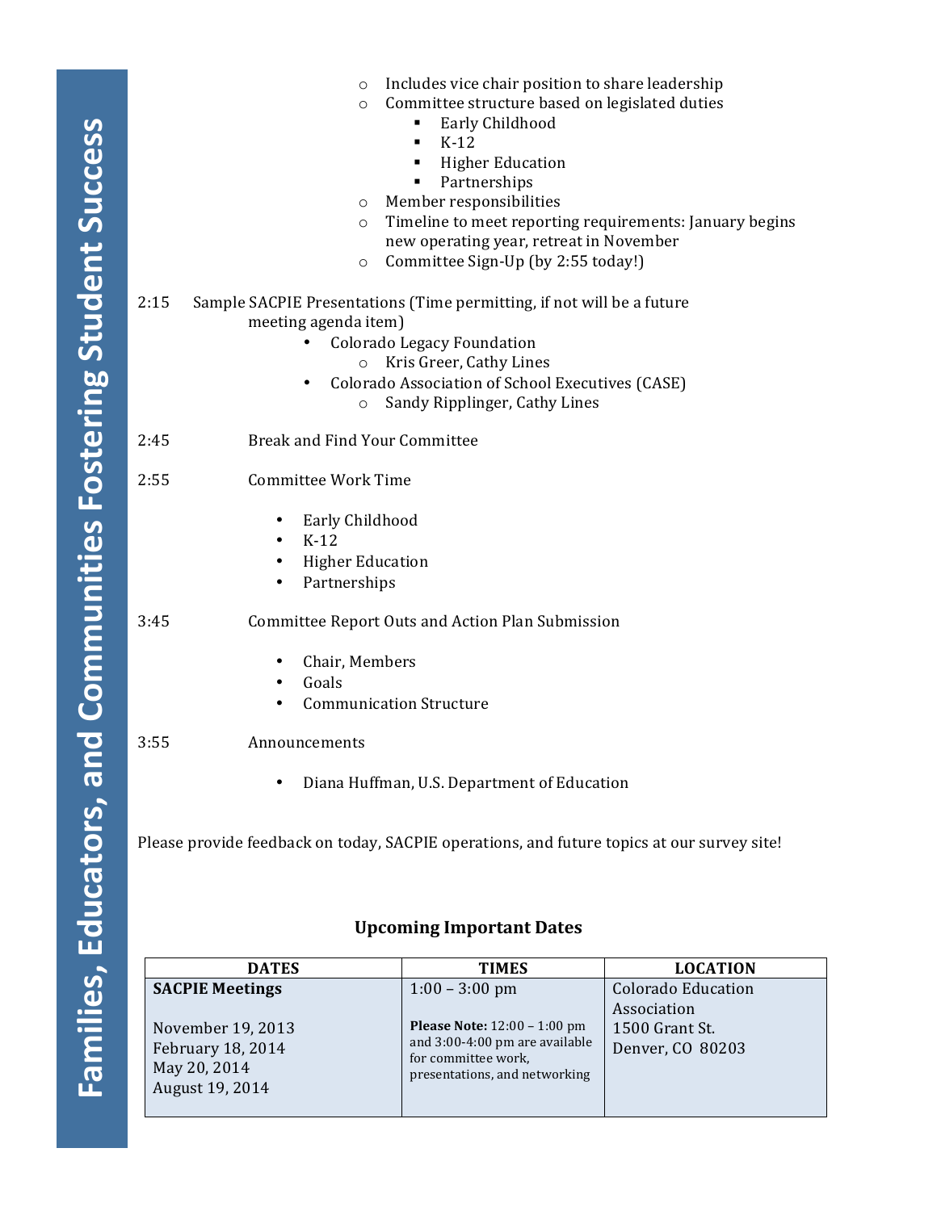- Includes vice chair position to share leadership
- Committee structure based on legislated duties
  - Early Childhood
  - K-12
  - Higher Education
  - Partnerships
- Member responsibilities
- Timeline to meet reporting requirements: January begins new operating year, retreat in November
- Committee Sign-Up (by 2:55 today!)

2:15 Sample SACPIE Presentations (Time permitting, if not will be a future meeting agenda item)

- Colorado Legacy Foundation
  - Kris Greer, Cathy Lines
- Colorado Association of School Executives (CASE)
  - Sandy Ripplinger, Cathy Lines

2:45 Break and Find Your Committee

2:55 Committee Work Time

- Early Childhood
- K-12
- Higher Education
- Partnerships

3:45 Committee Report Outs and Action Plan Submission

- Chair, Members
- Goals
- Communication Structure

3:55 Announcements

- Diana Huffman, U.S. Department of Education

Please provide feedback on today, SACPIE operations, and future topics at our survey site!

### Upcoming Important Dates

| DATES | TIMES | LOCATION |
|---|---|---|
| **SACPIE Meetings**<br><br>November 19, 2013<br>February 18, 2014<br>May 20, 2014<br>August 19, 2014 | 1:00 – 3:00 pm<br><br>**Please Note:** 12:00 – 1:00 pm and 3:00-4:00 pm are available for committee work, presentations, and networking | Colorado Education Association<br>1500 Grant St.<br>Denver, CO 80203 |

Families, Educators, and Communities Fostering Student Success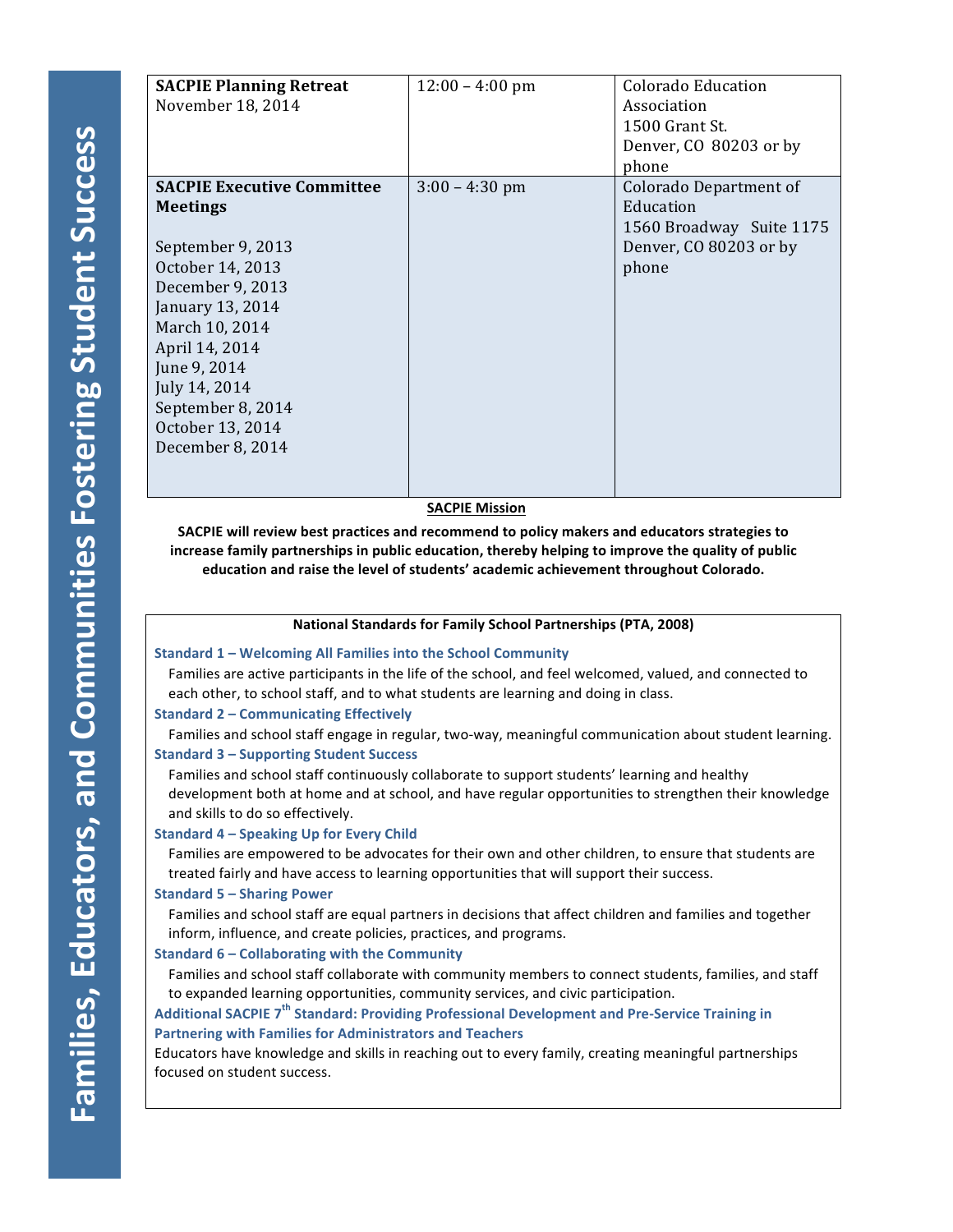| | | |
|---|---|---|
| **SACPIE Planning Retreat** November 18, 2014 | 12:00 – 4:00 pm | Colorado Education Association 1500 Grant St. Denver, CO 80203 or by phone |
| **SACPIE Executive Committee Meetings** September 9, 2013 October 14, 2013 December 9, 2013 January 13, 2014 March 10, 2014 April 14, 2014 June 9, 2014 July 14, 2014 September 8, 2014 October 13, 2014 December 8, 2014 | 3:00 – 4:30 pm | Colorado Department of Education 1560 Broadway Suite 1175 Denver, CO 80203 or by phone |

**SACPIE Mission**

**SACPIE will review best practices and recommend to policy makers and educators strategies to increase family partnerships in public education, thereby helping to improve the quality of public education and raise the level of students' academic achievement throughout Colorado.**

**National Standards for Family School Partnerships (PTA, 2008)**

**Standard 1 – Welcoming All Families into the School Community**
Families are active participants in the life of the school, and feel welcomed, valued, and connected to each other, to school staff, and to what students are learning and doing in class.

**Standard 2 – Communicating Effectively**
Families and school staff engage in regular, two-way, meaningful communication about student learning.

**Standard 3 – Supporting Student Success**
Families and school staff continuously collaborate to support students' learning and healthy development both at home and at school, and have regular opportunities to strengthen their knowledge and skills to do so effectively.

**Standard 4 – Speaking Up for Every Child**
Families are empowered to be advocates for their own and other children, to ensure that students are treated fairly and have access to learning opportunities that will support their success.

**Standard 5 – Sharing Power**
Families and school staff are equal partners in decisions that affect children and families and together inform, influence, and create policies, practices, and programs.

**Standard 6 – Collaborating with the Community**
Families and school staff collaborate with community members to connect students, families, and staff to expanded learning opportunities, community services, and civic participation.

**Additional SACPIE 7th Standard: Providing Professional Development and Pre-Service Training in Partnering with Families for Administrators and Teachers**
Educators have knowledge and skills in reaching out to every family, creating meaningful partnerships focused on student success.